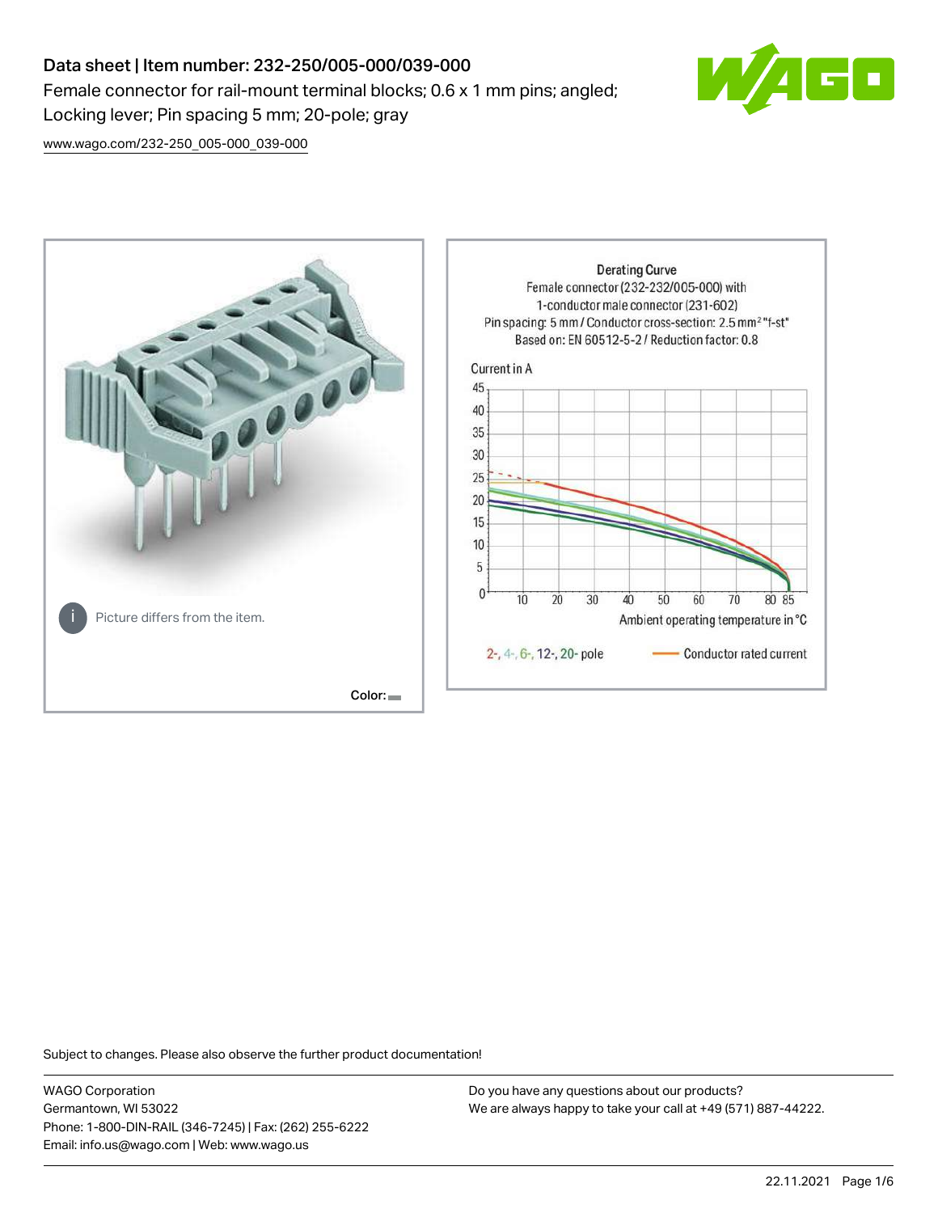# Data sheet | Item number: 232-250/005-000/039-000

Female connector for rail-mount terminal blocks; 0.6 x 1 mm pins; angled; Locking lever; Pin spacing 5 mm; 20-pole; gray

www.wago.com/232-250_005-000_039-000

Picture differs from the item.

Color:

Derating Curve
Female connector (232-232/005-000) with 1-conductor male connector (231-602)
Pin spacing: 5 mm / Conductor cross-section: 2.5 mm² "f-st"
Based on: EN 60512-5-2 / Reduction factor: 0.8

Current in A

Ambient operating temperature in °C

2-, 4-, 6-, 12-, 20- pole — Conductor rated current

Subject to changes. Please also observe the further product documentation!

WAGO Corporation
Germantown, WI 53022
Phone: 1-800-DIN-RAIL (346-7245) | Fax: (262) 255-6222
Email: info.us@wago.com | Web: www.wago.us

Do you have any questions about our products?
We are always happy to take your call at +49 (571) 887-44222.

22.11.2021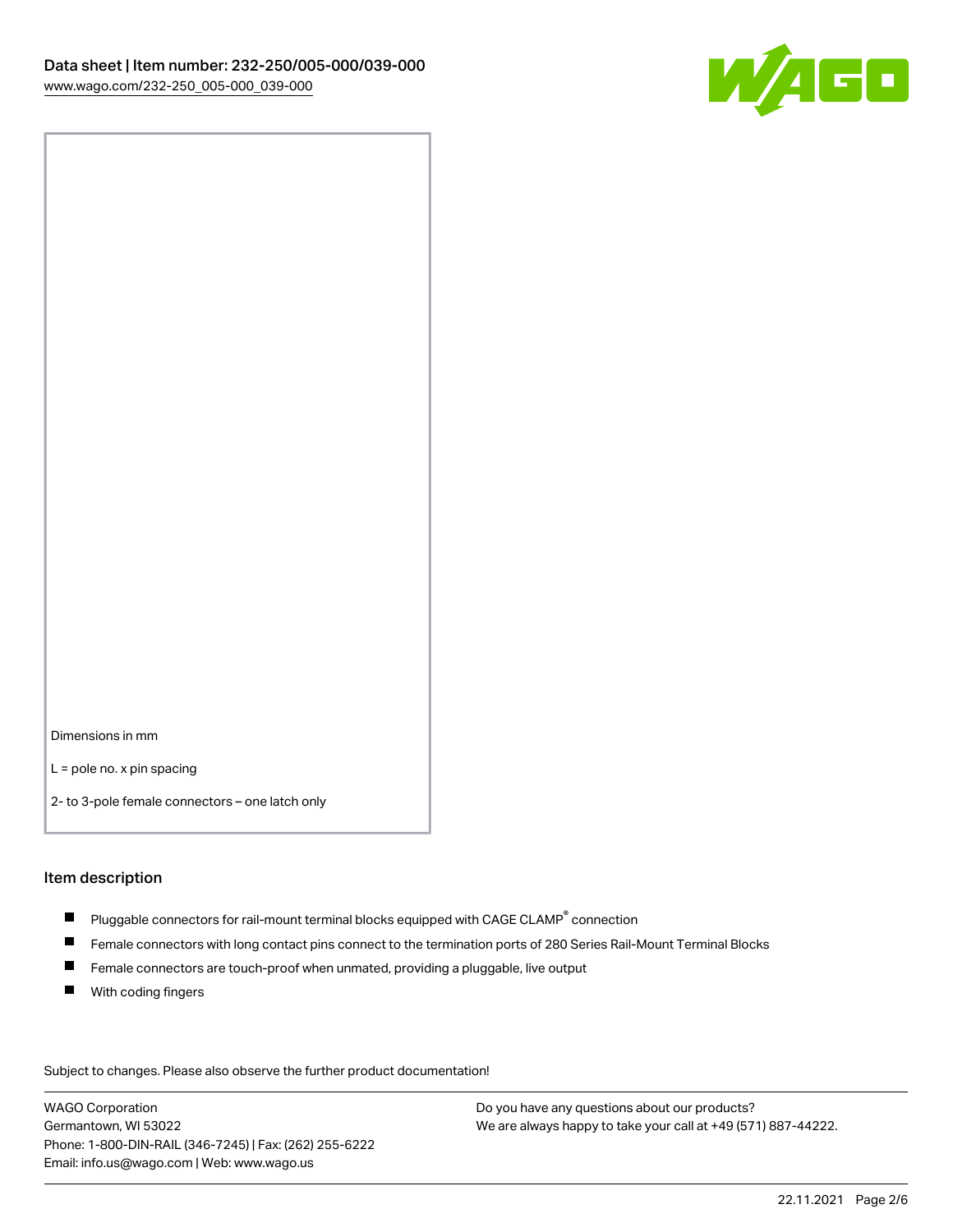Dimensions in mm

L = pole no. x pin spacing

2- to 3-pole female connectors – one latch only

## Item description

- Pluggable connectors for rail-mount terminal blocks equipped with CAGE CLAMP® connection
- Female connectors with long contact pins connect to the termination ports of 280 Series Rail-Mount Terminal Blocks
- Female connectors are touch-proof when unmated, providing a pluggable, live output
- With coding fingers

Subject to changes. Please also observe the further product documentation!

WAGO Corporation
Germantown, WI 53022
Phone: 1-800-DIN-RAIL (346-7245) | Fax: (262) 255-6222
Email: info.us@wago.com | Web: www.wago.us

Do you have any questions about our products?
We are always happy to take your call at +49 (571) 887-44222.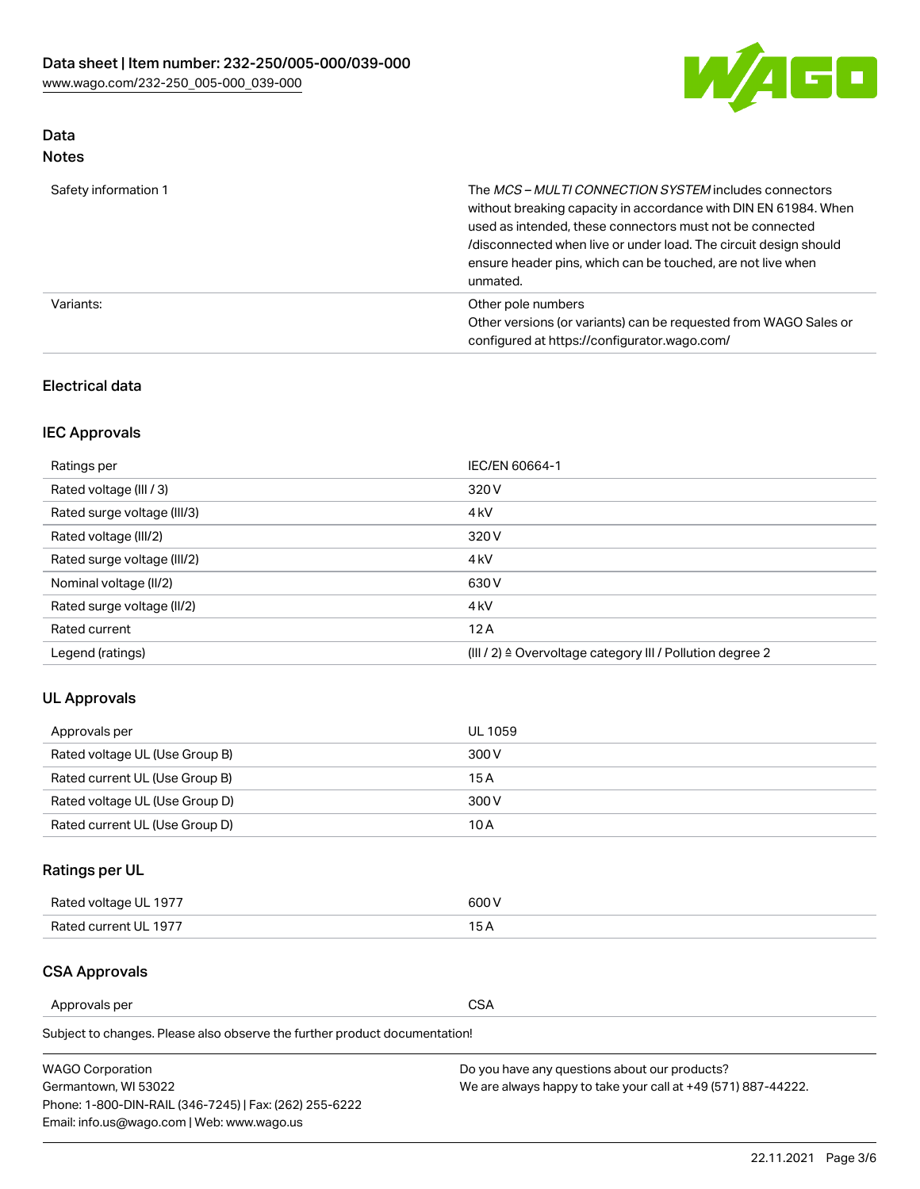## Data

### Notes

| | |
|---|---|
| Safety information 1 | The *MCS – MULTI CONNECTION SYSTEM* includes connectors without breaking capacity in accordance with DIN EN 61984. When used as intended, these connectors must not be connected /disconnected when live or under load. The circuit design should ensure header pins, which can be touched, are not live when unmated. |
| Variants: | Other pole numbers<br>Other versions (or variants) can be requested from WAGO Sales or configured at https://configurator.wago.com/ |

## Electrical data

### IEC Approvals

| | |
|---|---|
| Ratings per | IEC/EN 60664-1 |
| Rated voltage (III / 3) | 320 V |
| Rated surge voltage (III/3) | 4 kV |
| Rated voltage (III/2) | 320 V |
| Rated surge voltage (III/2) | 4 kV |
| Nominal voltage (II/2) | 630 V |
| Rated surge voltage (II/2) | 4 kV |
| Rated current | 12 A |
| Legend (ratings) | (III / 2) ≙ Overvoltage category III / Pollution degree 2 |

### UL Approvals

| | |
|---|---|
| Approvals per | UL 1059 |
| Rated voltage UL (Use Group B) | 300 V |
| Rated current UL (Use Group B) | 15 A |
| Rated voltage UL (Use Group D) | 300 V |
| Rated current UL (Use Group D) | 10 A |

### Ratings per UL

| | |
|---|---|
| Rated voltage UL 1977 | 600 V |
| Rated current UL 1977 | 15 A |

### CSA Approvals

| | |
|---|---|
| Approvals per | CSA |

Subject to changes. Please also observe the further product documentation!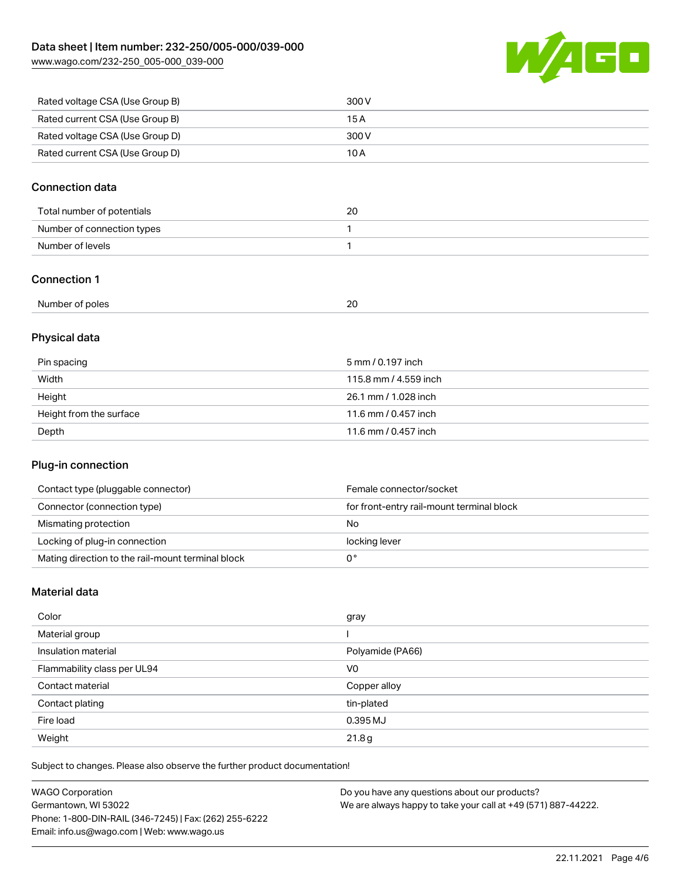| Rated voltage CSA (Use Group B) | 300 V |
|---|---|
| Rated current CSA (Use Group B) | 15 A |
| Rated voltage CSA (Use Group D) | 300 V |
| Rated current CSA (Use Group D) | 10 A |

## Connection data

| Total number of potentials | 20 |
|---|---|
| Number of connection types | 1 |
| Number of levels | 1 |

## Connection 1

| Number of poles | 20 |
|---|---|

## Physical data

| Pin spacing | 5 mm / 0.197 inch |
|---|---|
| Width | 115.8 mm / 4.559 inch |
| Height | 26.1 mm / 1.028 inch |
| Height from the surface | 11.6 mm / 0.457 inch |
| Depth | 11.6 mm / 0.457 inch |

## Plug-in connection

| Contact type (pluggable connector) | Female connector/socket |
|---|---|
| Connector (connection type) | for front-entry rail-mount terminal block |
| Mismating protection | No |
| Locking of plug-in connection | locking lever |
| Mating direction to the rail-mount terminal block | 0 ° |

## Material data

| Color | gray |
|---|---|
| Material group | I |
| Insulation material | Polyamide (PA66) |
| Flammability class per UL94 | V0 |
| Contact material | Copper alloy |
| Contact plating | tin-plated |
| Fire load | 0.395 MJ |
| Weight | 21.8 g |

Subject to changes. Please also observe the further product documentation!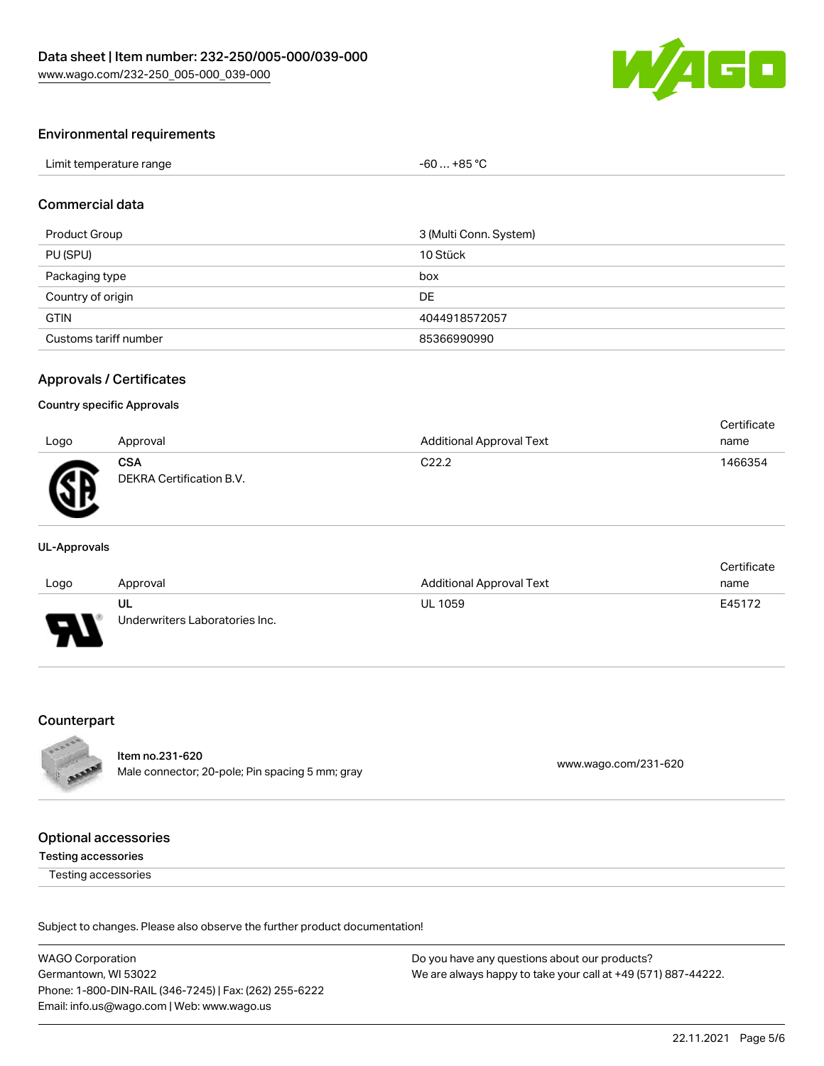## Environmental requirements

| Limit temperature range | -60 … +85 °C |
| --- | --- |

## Commercial data

| Product Group | 3 (Multi Conn. System) |
| --- | --- |
| PU (SPU) | 10 Stück |
| Packaging type | box |
| Country of origin | DE |
| GTIN | 4044918572057 |
| Customs tariff number | 85366990990 |

## Approvals / Certificates

### Country specific Approvals

| Logo | Approval | Additional Approval Text | Certificate name |
| --- | --- | --- | --- |
| | **CSA** DEKRA Certification B.V. | C22.2 | 1466354 |

### UL-Approvals

| Logo | Approval | Additional Approval Text | Certificate name |
| --- | --- | --- | --- |
| | **UL** Underwriters Laboratories Inc. | UL 1059 | E45172 |

## Counterpart

| | |
| --- | --- |
| **Item no.231-620** Male connector; 20-pole; Pin spacing 5 mm; gray | www.wago.com/231-620 |

## Optional accessories

### Testing accessories

Testing accessories

Subject to changes. Please also observe the further product documentation!

WAGO Corporation
Germantown, WI 53022
Phone: 1-800-DIN-RAIL (346-7245) | Fax: (262) 255-6222
Email: info.us@wago.com | Web: www.wago.us

Do you have any questions about our products?
We are always happy to take your call at +49 (571) 887-44222.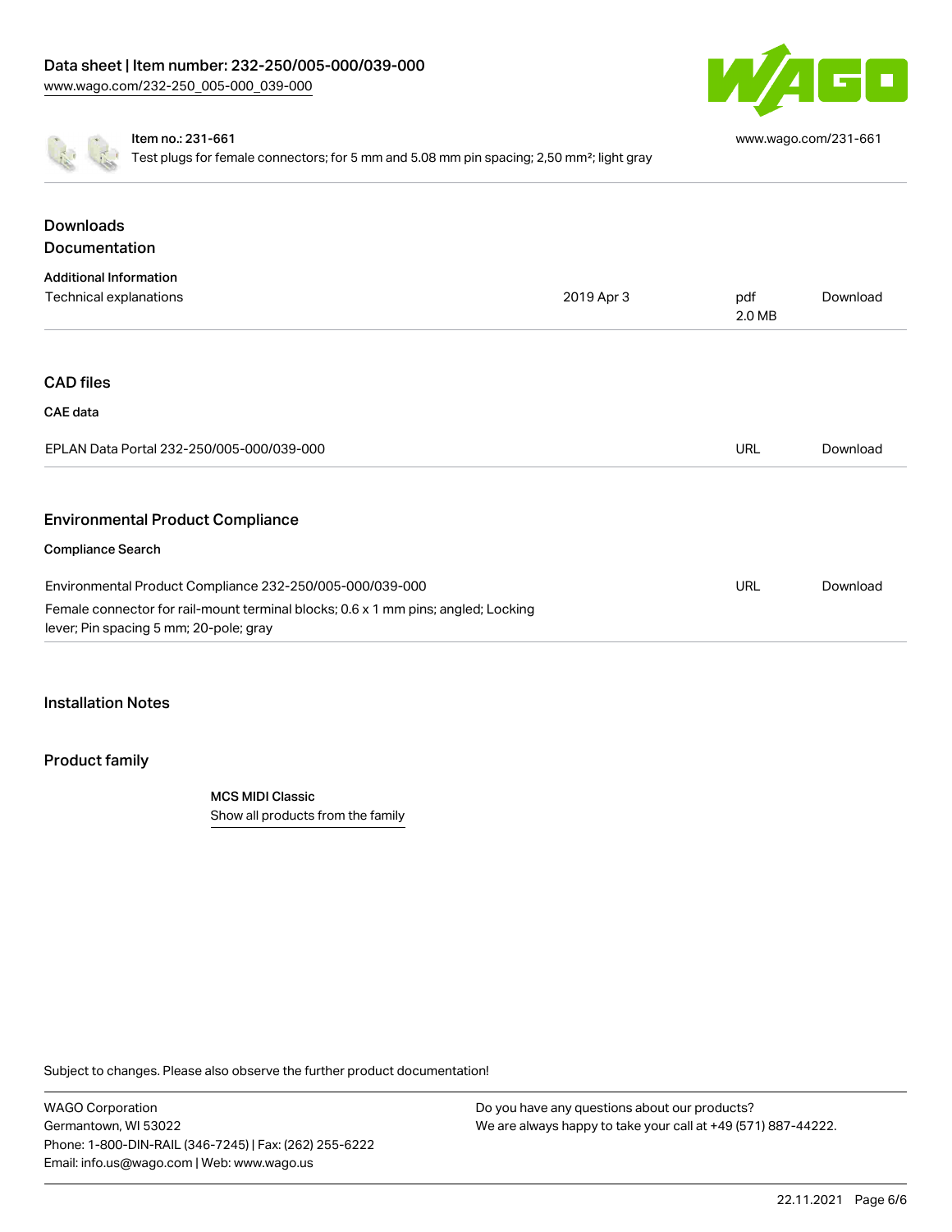Item no.: 231-661

Test plugs for female connectors; for 5 mm and 5.08 mm pin spacing; 2,50 mm²; light gray

www.wago.com/231-661

## Downloads

## Documentation

**Additional Information**

| | | | |
|---|---|---|---|
| Technical explanations | 2019 Apr 3 | pdf 2.0 MB | Download |

## CAD files

**CAE data**

| | | |
|---|---|---|
| EPLAN Data Portal 232-250/005-000/039-000 | URL | Download |

## Environmental Product Compliance

**Compliance Search**

| | | |
|---|---|---|
| Environmental Product Compliance 232-250/005-000/039-000<br>Female connector for rail-mount terminal blocks; 0.6 x 1 mm pins; angled; Locking lever; Pin spacing 5 mm; 20-pole; gray | URL | Download |

## Installation Notes

## Product family

MCS MIDI Classic

Show all products from the family

Subject to changes. Please also observe the further product documentation!

WAGO Corporation
Germantown, WI 53022
Phone: 1-800-DIN-RAIL (346-7245) | Fax: (262) 255-6222
Email: info.us@wago.com | Web: www.wago.us

Do you have any questions about our products?
We are always happy to take your call at +49 (571) 887-44222.

22.11.2021